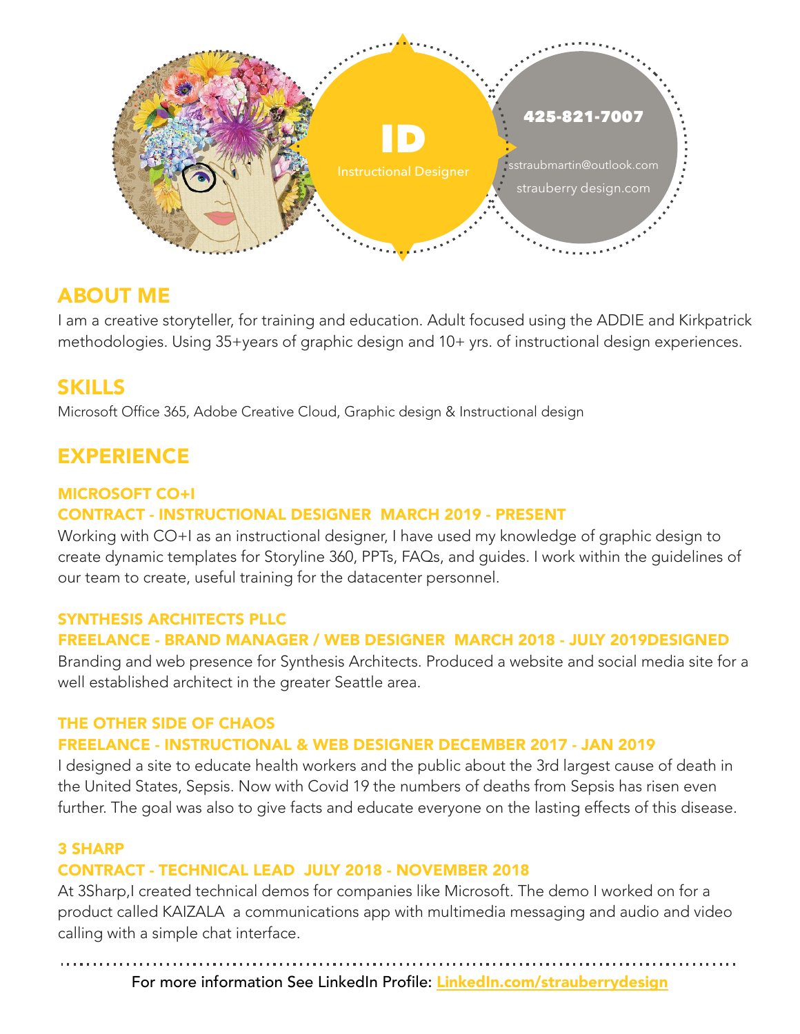# ID

Instructional Designer

425-821-7007

sstraubmartin@outlook.com

strauberry design.com

## ABOUT ME

I am a creative storyteller, for training and education. Adult focused using the ADDIE and Kirkpatrick methodologies. Using 35+years of graphic design and 10+ yrs. of instructional design experiences.

## SKILLS

Microsoft Office 365, Adobe Creative Cloud, Graphic design & Instructional design

## EXPERIENCE

### MICROSOFT CO+I
### CONTRACT - INSTRUCTIONAL DESIGNER  MARCH 2019 - PRESENT

Working with CO+I as an instructional designer, I have used my knowledge of graphic design to create dynamic templates for Storyline 360, PPTs, FAQs, and guides. I work within the guidelines of our team to create, useful training for the datacenter personnel.

### SYNTHESIS ARCHITECTS PLLC
### FREELANCE - BRAND MANAGER / WEB DESIGNER  MARCH 2018 - JULY 2019DESIGNED

Branding and web presence for Synthesis Architects. Produced a website and social media site for a well established architect in the greater Seattle area.

### THE OTHER SIDE OF CHAOS
### FREELANCE - INSTRUCTIONAL & WEB DESIGNER DECEMBER 2017 - JAN 2019

I designed a site to educate health workers and the public about the 3rd largest cause of death in the United States, Sepsis. Now with Covid 19 the numbers of deaths from Sepsis has risen even further. The goal was also to give facts and educate everyone on the lasting effects of this disease.

### 3 SHARP
### CONTRACT - TECHNICAL LEAD  JULY 2018 - NOVEMBER 2018

At 3Sharp,I created technical demos for companies like Microsoft. The demo I worked on for a product called KAIZALA  a communications app with multimedia messaging and audio and video calling with a simple chat interface.

For more information See LinkedIn Profile: [LinkedIn.com/strauberrydesign](https://LinkedIn.com/strauberrydesign)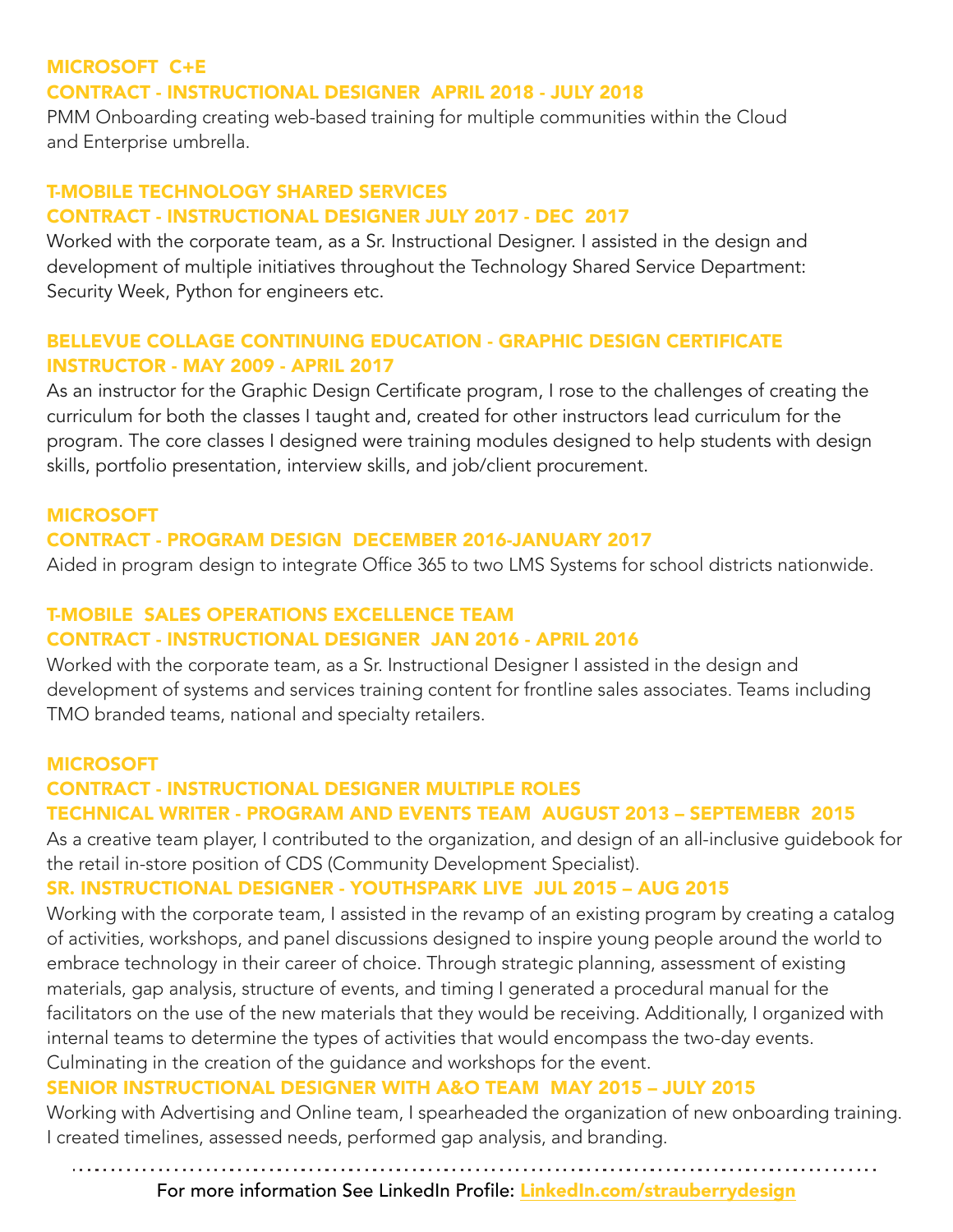### MICROSOFT C+E
### CONTRACT - INSTRUCTIONAL DESIGNER APRIL 2018 - JULY 2018

PMM Onboarding creating web-based training for multiple communities within the Cloud and Enterprise umbrella.

### T-MOBILE TECHNOLOGY SHARED SERVICES
### CONTRACT - INSTRUCTIONAL DESIGNER JULY 2017 - DEC 2017

Worked with the corporate team, as a Sr. Instructional Designer. I assisted in the design and development of multiple initiatives throughout the Technology Shared Service Department: Security Week, Python for engineers etc.

### BELLEVUE COLLAGE CONTINUING EDUCATION - GRAPHIC DESIGN CERTIFICATE
### INSTRUCTOR - MAY 2009 - APRIL 2017

As an instructor for the Graphic Design Certificate program, I rose to the challenges of creating the curriculum for both the classes I taught and, created for other instructors lead curriculum for the program. The core classes I designed were training modules designed to help students with design skills, portfolio presentation, interview skills, and job/client procurement.

### MICROSOFT
### CONTRACT - PROGRAM DESIGN DECEMBER 2016-JANUARY 2017

Aided in program design to integrate Office 365 to two LMS Systems for school districts nationwide.

### T-MOBILE SALES OPERATIONS EXCELLENCE TEAM
### CONTRACT - INSTRUCTIONAL DESIGNER JAN 2016 - APRIL 2016

Worked with the corporate team, as a Sr. Instructional Designer I assisted in the design and development of systems and services training content for frontline sales associates. Teams including TMO branded teams, national and specialty retailers.

### MICROSOFT
### CONTRACT - INSTRUCTIONAL DESIGNER MULTIPLE ROLES
### TECHNICAL WRITER - PROGRAM AND EVENTS TEAM AUGUST 2013 – SEPTEMEBR 2015

As a creative team player, I contributed to the organization, and design of an all-inclusive guidebook for the retail in-store position of CDS (Community Development Specialist).

### SR. INSTRUCTIONAL DESIGNER - YOUTHSPARK LIVE JUL 2015 – AUG 2015

Working with the corporate team, I assisted in the revamp of an existing program by creating a catalog of activities, workshops, and panel discussions designed to inspire young people around the world to embrace technology in their career of choice. Through strategic planning, assessment of existing materials, gap analysis, structure of events, and timing I generated a procedural manual for the facilitators on the use of the new materials that they would be receiving. Additionally, I organized with internal teams to determine the types of activities that would encompass the two-day events. Culminating in the creation of the guidance and workshops for the event.

### SENIOR INSTRUCTIONAL DESIGNER WITH A&O TEAM MAY 2015 – JULY 2015

Working with Advertising and Online team, I spearheaded the organization of new onboarding training. I created timelines, assessed needs, performed gap analysis, and branding.

---

For more information See LinkedIn Profile: [LinkedIn.com/strauberrydesign](LinkedIn.com/strauberrydesign)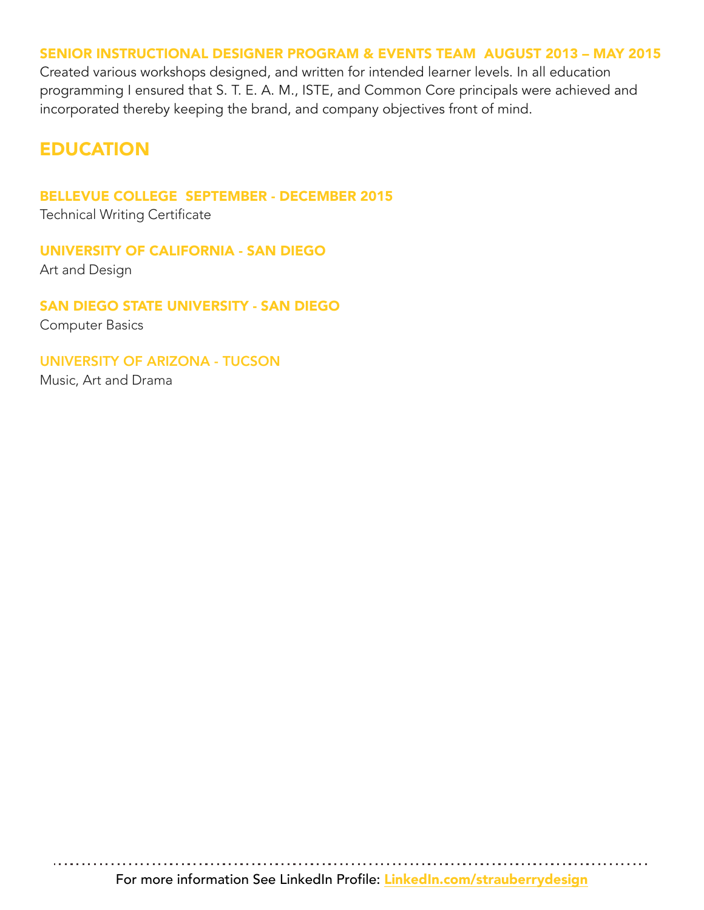### SENIOR INSTRUCTIONAL DESIGNER PROGRAM & EVENTS TEAM  AUGUST 2013 – MAY 2015

Created various workshops designed, and written for intended learner levels. In all education programming I ensured that S. T. E. A. M., ISTE, and Common Core principals were achieved and incorporated thereby keeping the brand, and company objectives front of mind.

## EDUCATION

### BELLEVUE COLLEGE  SEPTEMBER - DECEMBER 2015

Technical Writing Certificate

### UNIVERSITY OF CALIFORNIA - SAN DIEGO

Art and Design

### SAN DIEGO STATE UNIVERSITY - SAN DIEGO

Computer Basics

### UNIVERSITY OF ARIZONA - TUCSON

Music, Art and Drama

For more information See LinkedIn Profile: [LinkedIn.com/strauberrydesign](LinkedIn.com/strauberrydesign)